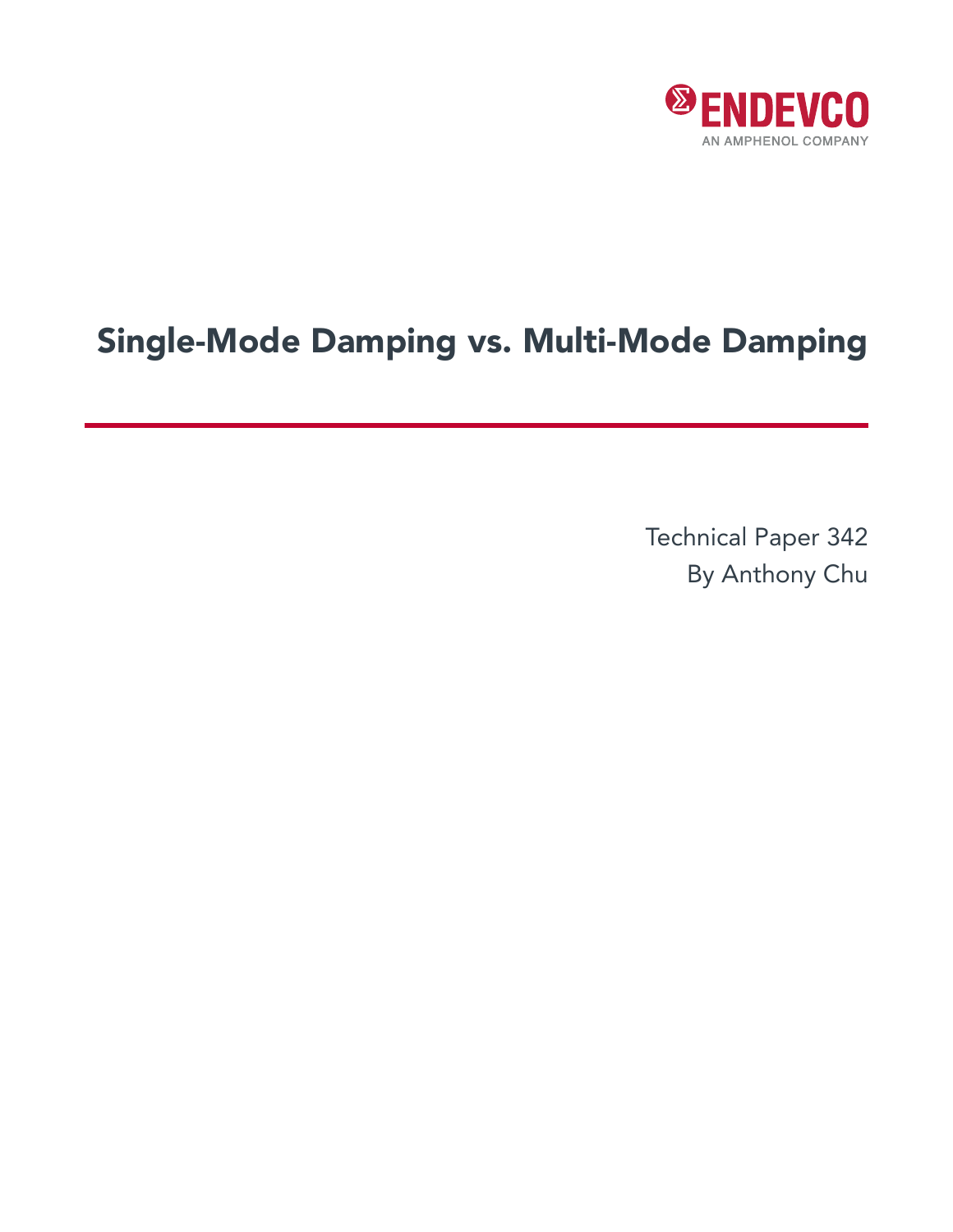ENDEVCO

AN AMPHENOL COMPANY

# Single-Mode Damping vs. Multi-Mode Damping

Technical Paper 342

By Anthony Chu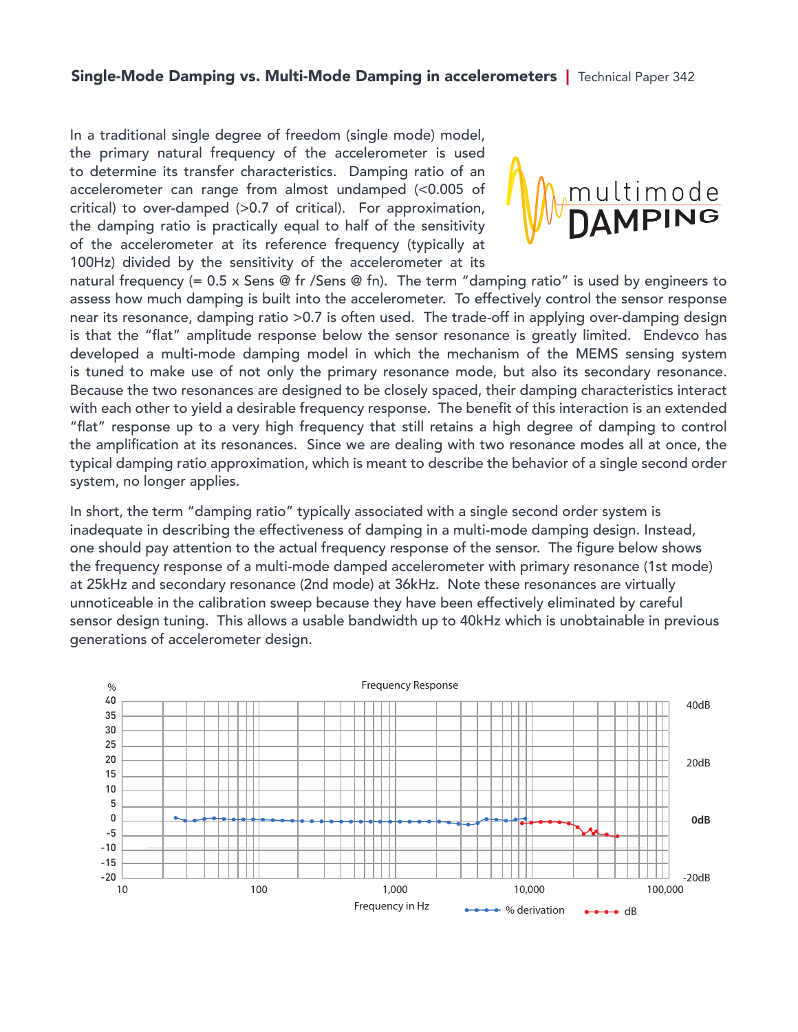In a traditional single degree of freedom (single mode) model, the primary natural frequency of the accelerometer is used to determine its transfer characteristics. Damping ratio of an accelerometer can range from almost undamped (<0.005 of critical) to over-damped (>0.7 of critical). For approximation, the damping ratio is practically equal to half of the sensitivity of the accelerometer at its reference frequency (typically at 100Hz) divided by the sensitivity of the accelerometer at its natural frequency (= 0.5 x Sens @ fr /Sens @ fn). The term "damping ratio" is used by engineers to assess how much damping is built into the accelerometer. To effectively control the sensor response near its resonance, damping ratio >0.7 is often used. The trade-off in applying over-damping design is that the "flat" amplitude response below the sensor resonance is greatly limited. Endevco has developed a multi-mode damping model in which the mechanism of the MEMS sensing system is tuned to make use of not only the primary resonance mode, but also its secondary resonance. Because the two resonances are designed to be closely spaced, their damping characteristics interact with each other to yield a desirable frequency response. The benefit of this interaction is an extended "flat" response up to a very high frequency that still retains a high degree of damping to control the amplification at its resonances. Since we are dealing with two resonance modes all at once, the typical damping ratio approximation, which is meant to describe the behavior of a single second order system, no longer applies.

In short, the term "damping ratio" typically associated with a single second order system is inadequate in describing the effectiveness of damping in a multi-mode damping design. Instead, one should pay attention to the actual frequency response of the sensor. The figure below shows the frequency response of a multi-mode damped accelerometer with primary resonance (1st mode) at 25kHz and secondary resonance (2nd mode) at 36kHz. Note these resonances are virtually unnoticeable in the calibration sweep because they have been effectively eliminated by careful sensor design tuning. This allows a usable bandwidth up to 40kHz which is unobtainable in previous generations of accelerometer design.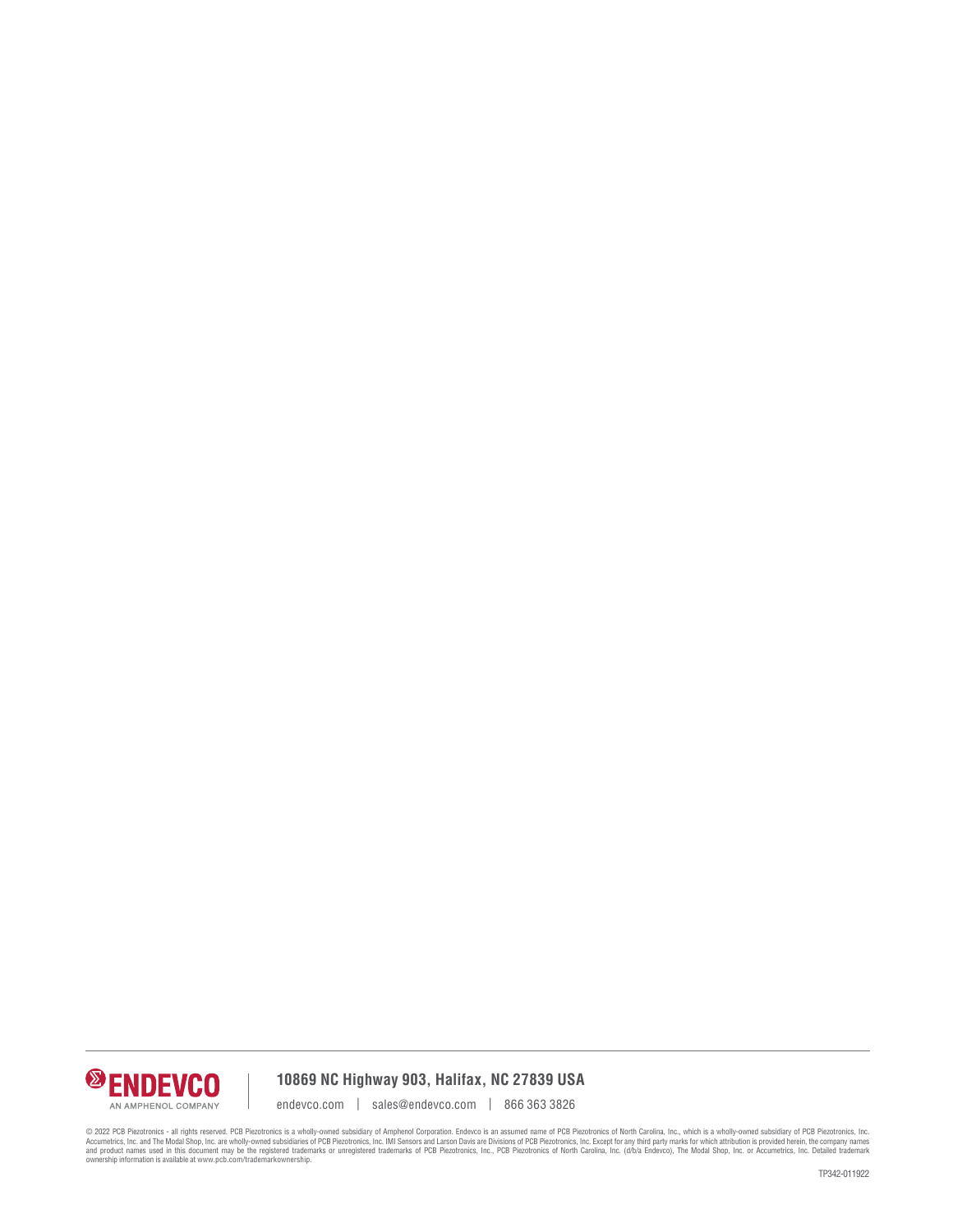ENDEVCO

AN AMPHENOL COMPANY

**10869 NC Highway 903, Halifax, NC 27839 USA**

endevco.com | sales@endevco.com | 866 363 3826

© 2022 PCB Piezotronics - all rights reserved. PCB Piezotronics is a wholly-owned subsidiary of Amphenol Corporation. Endevco is an assumed name of PCB Piezotronics of North Carolina, Inc., which is a wholly-owned subsidiary of PCB Piezotronics, Inc. Accumetrics, Inc. and The Modal Shop, Inc. are wholly-owned subsidiaries of PCB Piezotronics, Inc. IMI Sensors and Larson Davis are Divisions of PCB Piezotronics, Inc. Except for any third party marks for which attribution is provided herein, the company names and product names used in this document may be the registered trademarks or unregistered trademarks of PCB Piezotronics, Inc., PCB Piezotronics of North Carolina, Inc. (d/b/a Endevco), The Modal Shop, Inc. or Accumetrics, Inc. Detailed trademark ownership information is available at www.pcb.com/trademarkownership.

TP342-011922